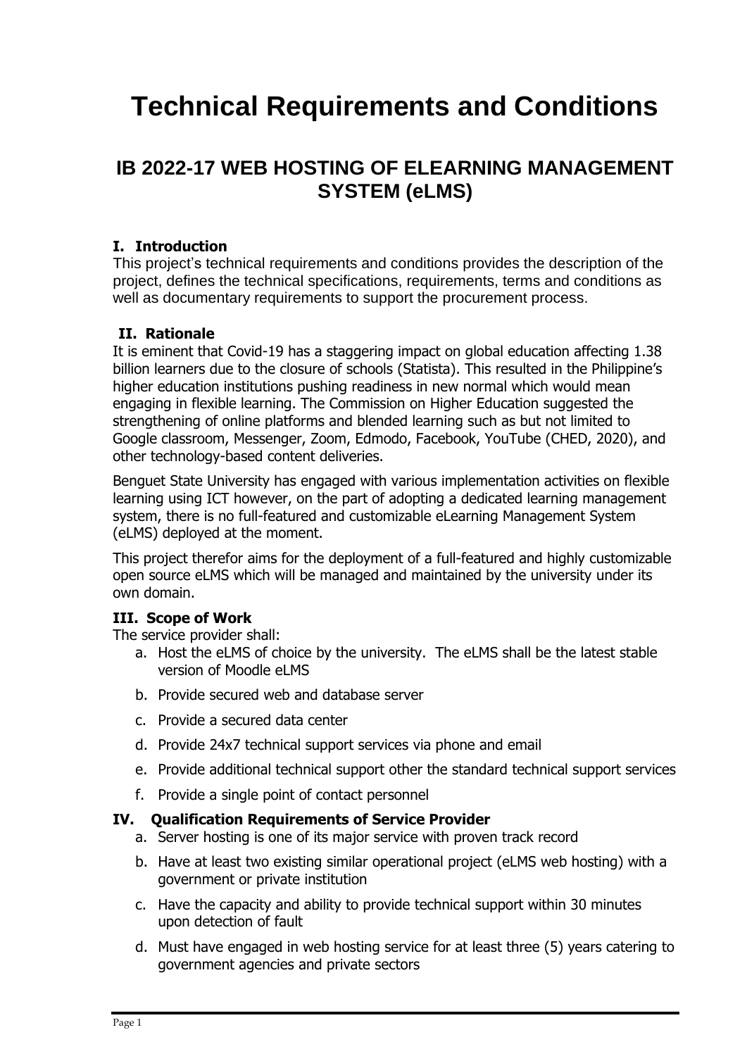# Technical Requirements and Conditions

## IB 2022-17 WEB HOSTING OF ELEARNING MANAGEMENT SYSTEM (eLMS)

### I. Introduction

This project's technical requirements and conditions provides the description of the project, defines the technical specifications, requirements, terms and conditions as well as documentary requirements to support the procurement process.

### II. Rationale

It is eminent that Covid-19 has a staggering impact on global education affecting 1.38 billion learners due to the closure of schools (Statista). This resulted in the Philippine's higher education institutions pushing readiness in new normal which would mean engaging in flexible learning. The Commission on Higher Education suggested the strengthening of online platforms and blended learning such as but not limited to Google classroom, Messenger, Zoom, Edmodo, Facebook, YouTube (CHED, 2020), and other technology-based content deliveries.

Benguet State University has engaged with various implementation activities on flexible learning using ICT however, on the part of adopting a dedicated learning management system, there is no full-featured and customizable eLearning Management System (eLMS) deployed at the moment.

This project therefor aims for the deployment of a full-featured and highly customizable open source eLMS which will be managed and maintained by the university under its own domain.

### III. Scope of Work

The service provider shall:

a. Host the eLMS of choice by the university. The eLMS shall be the latest stable version of Moodle eLMS
b. Provide secured web and database server
c. Provide a secured data center
d. Provide 24x7 technical support services via phone and email
e. Provide additional technical support other the standard technical support services
f. Provide a single point of contact personnel

### IV. Qualification Requirements of Service Provider

a. Server hosting is one of its major service with proven track record
b. Have at least two existing similar operational project (eLMS web hosting) with a government or private institution
c. Have the capacity and ability to provide technical support within 30 minutes upon detection of fault
d. Must have engaged in web hosting service for at least three (5) years catering to government agencies and private sectors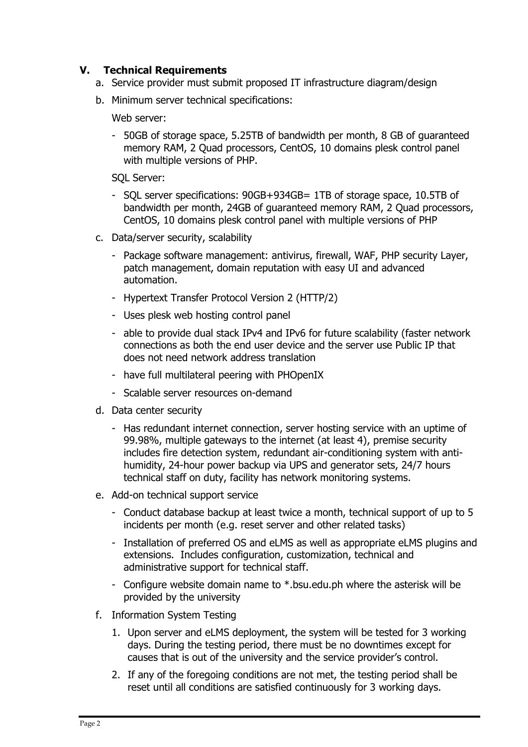## V. Technical Requirements

a. Service provider must submit proposed IT infrastructure diagram/design

b. Minimum server technical specifications:

   Web server:

   - 50GB of storage space, 5.25TB of bandwidth per month, 8 GB of guaranteed memory RAM, 2 Quad processors, CentOS, 10 domains plesk control panel with multiple versions of PHP.

   SQL Server:

   - SQL server specifications: 90GB+934GB= 1TB of storage space, 10.5TB of bandwidth per month, 24GB of guaranteed memory RAM, 2 Quad processors, CentOS, 10 domains plesk control panel with multiple versions of PHP

c. Data/server security, scalability

   - Package software management: antivirus, firewall, WAF, PHP security Layer, patch management, domain reputation with easy UI and advanced automation.
   - Hypertext Transfer Protocol Version 2 (HTTP/2)
   - Uses plesk web hosting control panel
   - able to provide dual stack IPv4 and IPv6 for future scalability (faster network connections as both the end user device and the server use Public IP that does not need network address translation
   - have full multilateral peering with PHOpenIX
   - Scalable server resources on-demand

d. Data center security

   - Has redundant internet connection, server hosting service with an uptime of 99.98%, multiple gateways to the internet (at least 4), premise security includes fire detection system, redundant air-conditioning system with anti-humidity, 24-hour power backup via UPS and generator sets, 24/7 hours technical staff on duty, facility has network monitoring systems.

e. Add-on technical support service

   - Conduct database backup at least twice a month, technical support of up to 5 incidents per month (e.g. reset server and other related tasks)
   - Installation of preferred OS and eLMS as well as appropriate eLMS plugins and extensions. Includes configuration, customization, technical and administrative support for technical staff.
   - Configure website domain name to *.bsu.edu.ph where the asterisk will be provided by the university

f. Information System Testing

   1. Upon server and eLMS deployment, the system will be tested for 3 working days. During the testing period, there must be no downtimes except for causes that is out of the university and the service provider's control.
   2. If any of the foregoing conditions are not met, the testing period shall be reset until all conditions are satisfied continuously for 3 working days.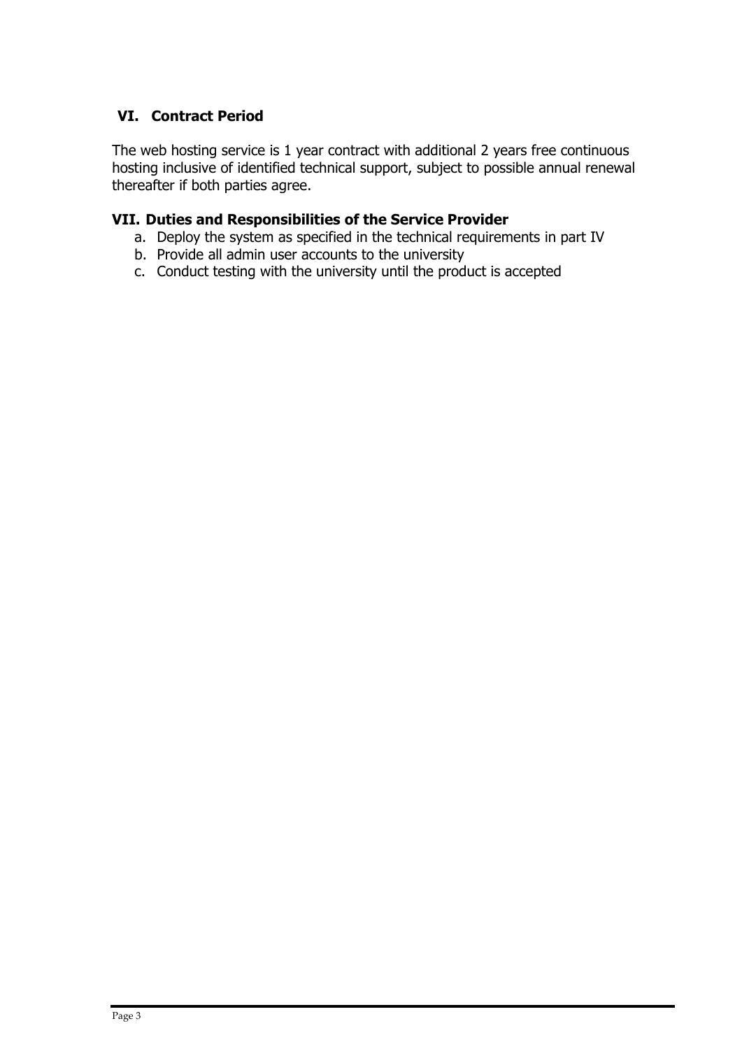## VI. Contract Period

The web hosting service is 1 year contract with additional 2 years free continuous hosting inclusive of identified technical support, subject to possible annual renewal thereafter if both parties agree.

## VII. Duties and Responsibilities of the Service Provider

a. Deploy the system as specified in the technical requirements in part IV
b. Provide all admin user accounts to the university
c. Conduct testing with the university until the product is accepted